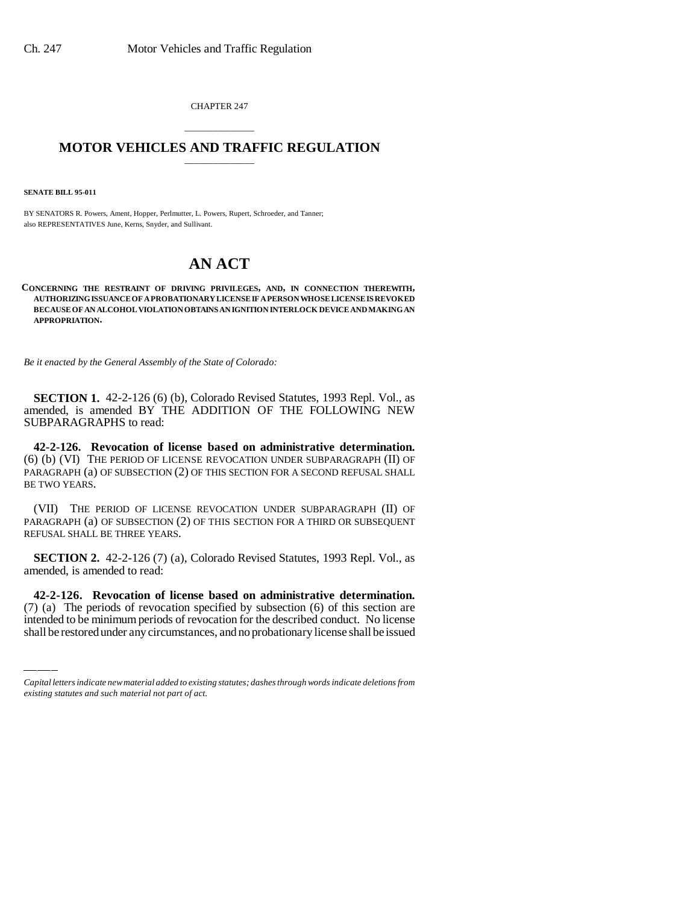CHAPTER 247

# MOTOR VEHICLES AND TRAFFIC REGULATION

**SENATE BILL 95-011**

BY SENATORS R. Powers, Ament, Hopper, Perlmutter, L. Powers, Rupert, Schroeder, and Tanner;
also REPRESENTATIVES June, Kerns, Snyder, and Sullivant.

# AN ACT

**CONCERNING THE RESTRAINT OF DRIVING PRIVILEGES, AND, IN CONNECTION THEREWITH, AUTHORIZING ISSUANCE OF A PROBATIONARY LICENSE IF A PERSON WHOSE LICENSE IS REVOKED BECAUSE OF AN ALCOHOL VIOLATION OBTAINS AN IGNITION INTERLOCK DEVICE AND MAKING AN APPROPRIATION.**

*Be it enacted by the General Assembly of the State of Colorado:*

**SECTION 1.** 42-2-126 (6) (b), Colorado Revised Statutes, 1993 Repl. Vol., as amended, is amended BY THE ADDITION OF THE FOLLOWING NEW SUBPARAGRAPHS to read:

**42-2-126. Revocation of license based on administrative determination.** (6) (b) (VI) THE PERIOD OF LICENSE REVOCATION UNDER SUBPARAGRAPH (II) OF PARAGRAPH (a) OF SUBSECTION (2) OF THIS SECTION FOR A SECOND REFUSAL SHALL BE TWO YEARS.

(VII) THE PERIOD OF LICENSE REVOCATION UNDER SUBPARAGRAPH (II) OF PARAGRAPH (a) OF SUBSECTION (2) OF THIS SECTION FOR A THIRD OR SUBSEQUENT REFUSAL SHALL BE THREE YEARS.

**SECTION 2.** 42-2-126 (7) (a), Colorado Revised Statutes, 1993 Repl. Vol., as amended, is amended to read:

**42-2-126. Revocation of license based on administrative determination.** (7) (a) The periods of revocation specified by subsection (6) of this section are intended to be minimum periods of revocation for the described conduct. No license shall be restored under any circumstances, and no probationary license shall be issued

*Capital letters indicate new material added to existing statutes; dashes through words indicate deletions from existing statutes and such material not part of act.*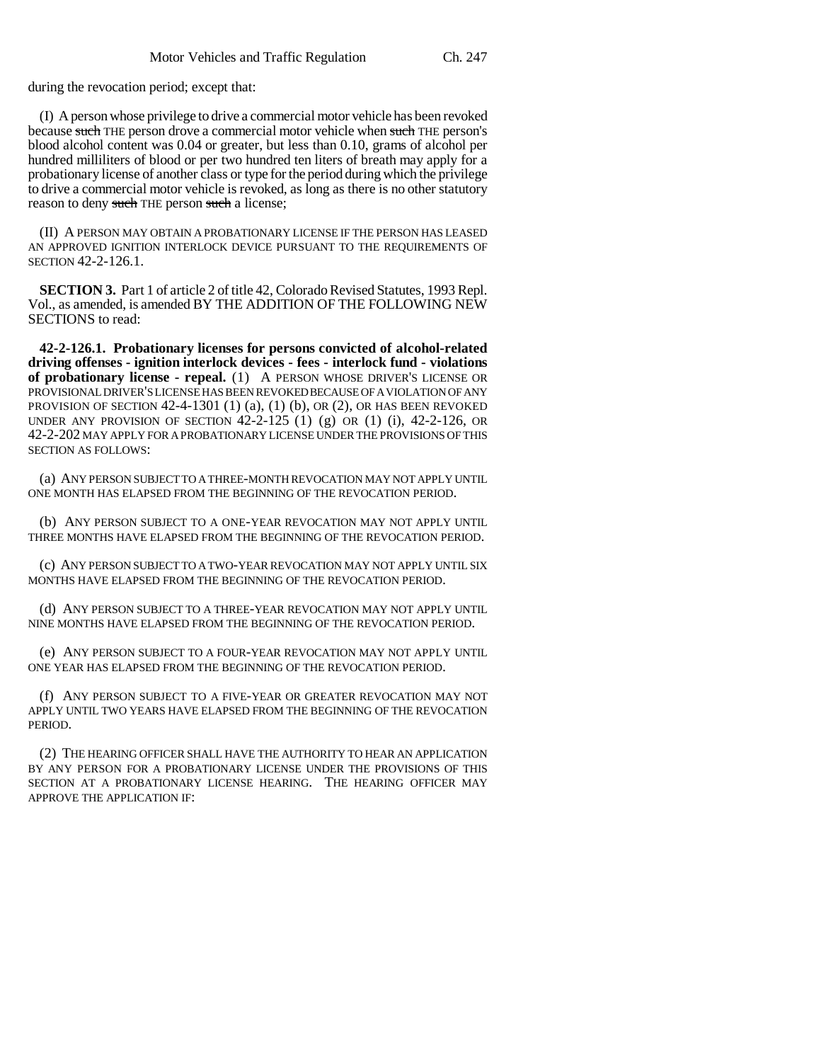during the revocation period; except that:

(I) A person whose privilege to drive a commercial motor vehicle has been revoked because ~~such~~ THE person drove a commercial motor vehicle when ~~such~~ THE person's blood alcohol content was 0.04 or greater, but less than 0.10, grams of alcohol per hundred milliliters of blood or per two hundred ten liters of breath may apply for a probationary license of another class or type for the period during which the privilege to drive a commercial motor vehicle is revoked, as long as there is no other statutory reason to deny ~~such~~ THE person ~~such~~ a license;

(II) A PERSON MAY OBTAIN A PROBATIONARY LICENSE IF THE PERSON HAS LEASED AN APPROVED IGNITION INTERLOCK DEVICE PURSUANT TO THE REQUIREMENTS OF SECTION 42-2-126.1.

**SECTION 3.** Part 1 of article 2 of title 42, Colorado Revised Statutes, 1993 Repl. Vol., as amended, is amended BY THE ADDITION OF THE FOLLOWING NEW SECTIONS to read:

**42-2-126.1. Probationary licenses for persons convicted of alcohol-related driving offenses - ignition interlock devices - fees - interlock fund - violations of probationary license - repeal.** (1) A PERSON WHOSE DRIVER'S LICENSE OR PROVISIONAL DRIVER'S LICENSE HAS BEEN REVOKED BECAUSE OF A VIOLATION OF ANY PROVISION OF SECTION 42-4-1301 (1) (a), (1) (b), OR (2), OR HAS BEEN REVOKED UNDER ANY PROVISION OF SECTION 42-2-125 (1) (g) OR (1) (i), 42-2-126, OR 42-2-202 MAY APPLY FOR A PROBATIONARY LICENSE UNDER THE PROVISIONS OF THIS SECTION AS FOLLOWS:

(a) ANY PERSON SUBJECT TO A THREE-MONTH REVOCATION MAY NOT APPLY UNTIL ONE MONTH HAS ELAPSED FROM THE BEGINNING OF THE REVOCATION PERIOD.

(b) ANY PERSON SUBJECT TO A ONE-YEAR REVOCATION MAY NOT APPLY UNTIL THREE MONTHS HAVE ELAPSED FROM THE BEGINNING OF THE REVOCATION PERIOD.

(c) ANY PERSON SUBJECT TO A TWO-YEAR REVOCATION MAY NOT APPLY UNTIL SIX MONTHS HAVE ELAPSED FROM THE BEGINNING OF THE REVOCATION PERIOD.

(d) ANY PERSON SUBJECT TO A THREE-YEAR REVOCATION MAY NOT APPLY UNTIL NINE MONTHS HAVE ELAPSED FROM THE BEGINNING OF THE REVOCATION PERIOD.

(e) ANY PERSON SUBJECT TO A FOUR-YEAR REVOCATION MAY NOT APPLY UNTIL ONE YEAR HAS ELAPSED FROM THE BEGINNING OF THE REVOCATION PERIOD.

(f) ANY PERSON SUBJECT TO A FIVE-YEAR OR GREATER REVOCATION MAY NOT APPLY UNTIL TWO YEARS HAVE ELAPSED FROM THE BEGINNING OF THE REVOCATION PERIOD.

(2) THE HEARING OFFICER SHALL HAVE THE AUTHORITY TO HEAR AN APPLICATION BY ANY PERSON FOR A PROBATIONARY LICENSE UNDER THE PROVISIONS OF THIS SECTION AT A PROBATIONARY LICENSE HEARING. THE HEARING OFFICER MAY APPROVE THE APPLICATION IF: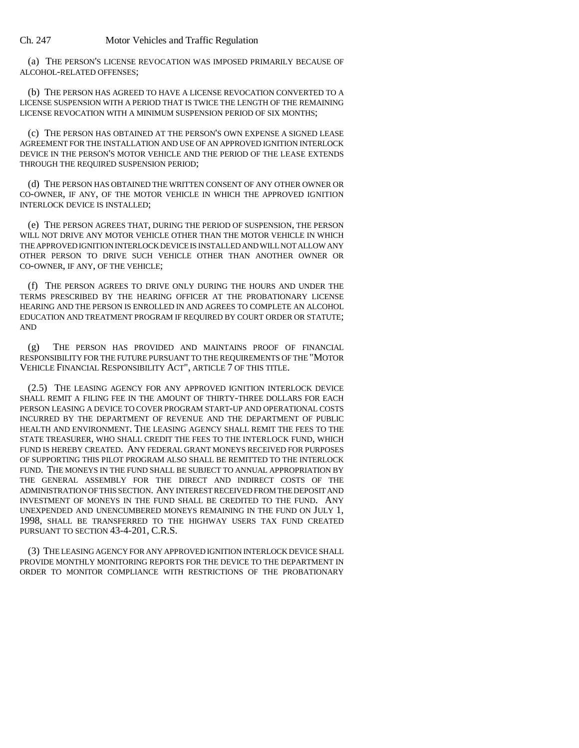(a) THE PERSON'S LICENSE REVOCATION WAS IMPOSED PRIMARILY BECAUSE OF ALCOHOL-RELATED OFFENSES;

(b) THE PERSON HAS AGREED TO HAVE A LICENSE REVOCATION CONVERTED TO A LICENSE SUSPENSION WITH A PERIOD THAT IS TWICE THE LENGTH OF THE REMAINING LICENSE REVOCATION WITH A MINIMUM SUSPENSION PERIOD OF SIX MONTHS;

(c) THE PERSON HAS OBTAINED AT THE PERSON'S OWN EXPENSE A SIGNED LEASE AGREEMENT FOR THE INSTALLATION AND USE OF AN APPROVED IGNITION INTERLOCK DEVICE IN THE PERSON'S MOTOR VEHICLE AND THE PERIOD OF THE LEASE EXTENDS THROUGH THE REQUIRED SUSPENSION PERIOD;

(d) THE PERSON HAS OBTAINED THE WRITTEN CONSENT OF ANY OTHER OWNER OR CO-OWNER, IF ANY, OF THE MOTOR VEHICLE IN WHICH THE APPROVED IGNITION INTERLOCK DEVICE IS INSTALLED;

(e) THE PERSON AGREES THAT, DURING THE PERIOD OF SUSPENSION, THE PERSON WILL NOT DRIVE ANY MOTOR VEHICLE OTHER THAN THE MOTOR VEHICLE IN WHICH THE APPROVED IGNITION INTERLOCK DEVICE IS INSTALLED AND WILL NOT ALLOW ANY OTHER PERSON TO DRIVE SUCH VEHICLE OTHER THAN ANOTHER OWNER OR CO-OWNER, IF ANY, OF THE VEHICLE;

(f) THE PERSON AGREES TO DRIVE ONLY DURING THE HOURS AND UNDER THE TERMS PRESCRIBED BY THE HEARING OFFICER AT THE PROBATIONARY LICENSE HEARING AND THE PERSON IS ENROLLED IN AND AGREES TO COMPLETE AN ALCOHOL EDUCATION AND TREATMENT PROGRAM IF REQUIRED BY COURT ORDER OR STATUTE; AND

(g) THE PERSON HAS PROVIDED AND MAINTAINS PROOF OF FINANCIAL RESPONSIBILITY FOR THE FUTURE PURSUANT TO THE REQUIREMENTS OF THE "MOTOR VEHICLE FINANCIAL RESPONSIBILITY ACT", ARTICLE 7 OF THIS TITLE.

(2.5) THE LEASING AGENCY FOR ANY APPROVED IGNITION INTERLOCK DEVICE SHALL REMIT A FILING FEE IN THE AMOUNT OF THIRTY-THREE DOLLARS FOR EACH PERSON LEASING A DEVICE TO COVER PROGRAM START-UP AND OPERATIONAL COSTS INCURRED BY THE DEPARTMENT OF REVENUE AND THE DEPARTMENT OF PUBLIC HEALTH AND ENVIRONMENT. THE LEASING AGENCY SHALL REMIT THE FEES TO THE STATE TREASURER, WHO SHALL CREDIT THE FEES TO THE INTERLOCK FUND, WHICH FUND IS HEREBY CREATED. ANY FEDERAL GRANT MONEYS RECEIVED FOR PURPOSES OF SUPPORTING THIS PILOT PROGRAM ALSO SHALL BE REMITTED TO THE INTERLOCK FUND. THE MONEYS IN THE FUND SHALL BE SUBJECT TO ANNUAL APPROPRIATION BY THE GENERAL ASSEMBLY FOR THE DIRECT AND INDIRECT COSTS OF THE ADMINISTRATION OF THIS SECTION. ANY INTEREST RECEIVED FROM THE DEPOSIT AND INVESTMENT OF MONEYS IN THE FUND SHALL BE CREDITED TO THE FUND. ANY UNEXPENDED AND UNENCUMBERED MONEYS REMAINING IN THE FUND ON JULY 1, 1998, SHALL BE TRANSFERRED TO THE HIGHWAY USERS TAX FUND CREATED PURSUANT TO SECTION 43-4-201, C.R.S.

(3) THE LEASING AGENCY FOR ANY APPROVED IGNITION INTERLOCK DEVICE SHALL PROVIDE MONTHLY MONITORING REPORTS FOR THE DEVICE TO THE DEPARTMENT IN ORDER TO MONITOR COMPLIANCE WITH RESTRICTIONS OF THE PROBATIONARY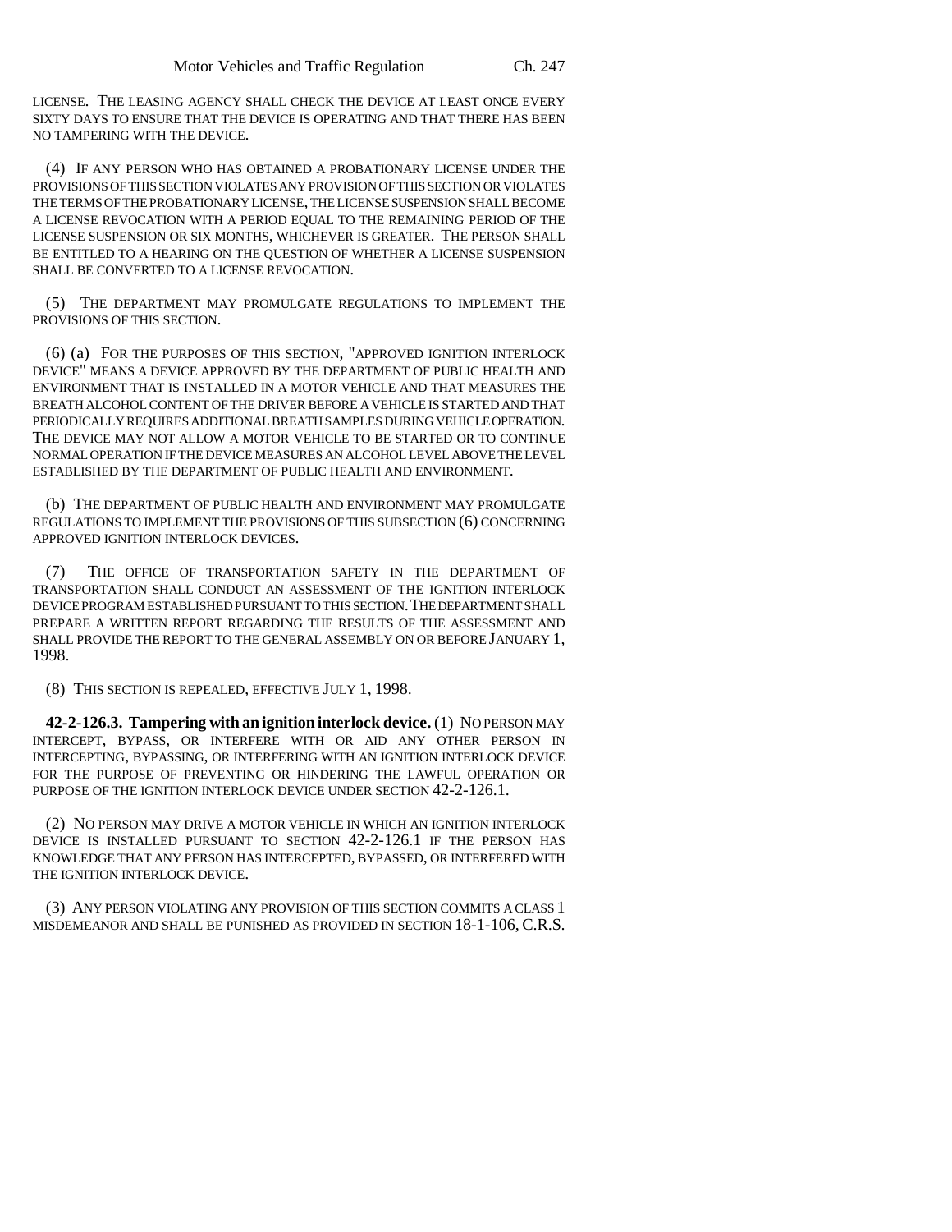LICENSE. THE LEASING AGENCY SHALL CHECK THE DEVICE AT LEAST ONCE EVERY SIXTY DAYS TO ENSURE THAT THE DEVICE IS OPERATING AND THAT THERE HAS BEEN NO TAMPERING WITH THE DEVICE.

(4) IF ANY PERSON WHO HAS OBTAINED A PROBATIONARY LICENSE UNDER THE PROVISIONS OF THIS SECTION VIOLATES ANY PROVISION OF THIS SECTION OR VIOLATES THE TERMS OF THE PROBATIONARY LICENSE, THE LICENSE SUSPENSION SHALL BECOME A LICENSE REVOCATION WITH A PERIOD EQUAL TO THE REMAINING PERIOD OF THE LICENSE SUSPENSION OR SIX MONTHS, WHICHEVER IS GREATER. THE PERSON SHALL BE ENTITLED TO A HEARING ON THE QUESTION OF WHETHER A LICENSE SUSPENSION SHALL BE CONVERTED TO A LICENSE REVOCATION.

(5) THE DEPARTMENT MAY PROMULGATE REGULATIONS TO IMPLEMENT THE PROVISIONS OF THIS SECTION.

(6) (a) FOR THE PURPOSES OF THIS SECTION, "APPROVED IGNITION INTERLOCK DEVICE" MEANS A DEVICE APPROVED BY THE DEPARTMENT OF PUBLIC HEALTH AND ENVIRONMENT THAT IS INSTALLED IN A MOTOR VEHICLE AND THAT MEASURES THE BREATH ALCOHOL CONTENT OF THE DRIVER BEFORE A VEHICLE IS STARTED AND THAT PERIODICALLY REQUIRES ADDITIONAL BREATH SAMPLES DURING VEHICLE OPERATION. THE DEVICE MAY NOT ALLOW A MOTOR VEHICLE TO BE STARTED OR TO CONTINUE NORMAL OPERATION IF THE DEVICE MEASURES AN ALCOHOL LEVEL ABOVE THE LEVEL ESTABLISHED BY THE DEPARTMENT OF PUBLIC HEALTH AND ENVIRONMENT.

(b) THE DEPARTMENT OF PUBLIC HEALTH AND ENVIRONMENT MAY PROMULGATE REGULATIONS TO IMPLEMENT THE PROVISIONS OF THIS SUBSECTION (6) CONCERNING APPROVED IGNITION INTERLOCK DEVICES.

(7) THE OFFICE OF TRANSPORTATION SAFETY IN THE DEPARTMENT OF TRANSPORTATION SHALL CONDUCT AN ASSESSMENT OF THE IGNITION INTERLOCK DEVICE PROGRAM ESTABLISHED PURSUANT TO THIS SECTION. THE DEPARTMENT SHALL PREPARE A WRITTEN REPORT REGARDING THE RESULTS OF THE ASSESSMENT AND SHALL PROVIDE THE REPORT TO THE GENERAL ASSEMBLY ON OR BEFORE JANUARY 1, 1998.

(8) THIS SECTION IS REPEALED, EFFECTIVE JULY 1, 1998.

**42-2-126.3. Tampering with an ignition interlock device.** (1) NO PERSON MAY INTERCEPT, BYPASS, OR INTERFERE WITH OR AID ANY OTHER PERSON IN INTERCEPTING, BYPASSING, OR INTERFERING WITH AN IGNITION INTERLOCK DEVICE FOR THE PURPOSE OF PREVENTING OR HINDERING THE LAWFUL OPERATION OR PURPOSE OF THE IGNITION INTERLOCK DEVICE UNDER SECTION 42-2-126.1.

(2) NO PERSON MAY DRIVE A MOTOR VEHICLE IN WHICH AN IGNITION INTERLOCK DEVICE IS INSTALLED PURSUANT TO SECTION 42-2-126.1 IF THE PERSON HAS KNOWLEDGE THAT ANY PERSON HAS INTERCEPTED, BYPASSED, OR INTERFERED WITH THE IGNITION INTERLOCK DEVICE.

(3) ANY PERSON VIOLATING ANY PROVISION OF THIS SECTION COMMITS A CLASS 1 MISDEMEANOR AND SHALL BE PUNISHED AS PROVIDED IN SECTION 18-1-106, C.R.S.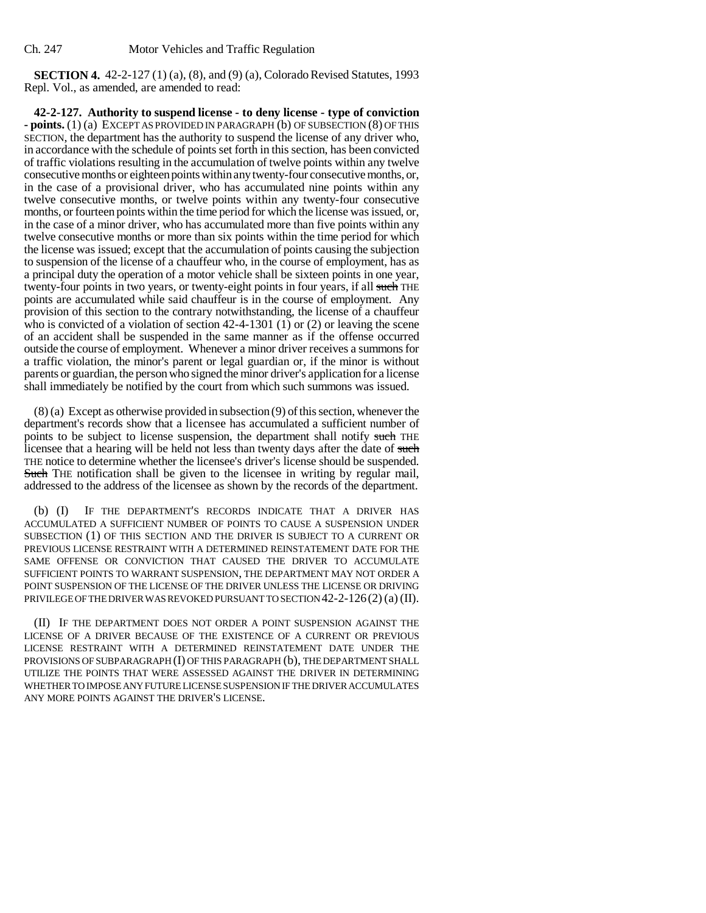**SECTION 4.** 42-2-127 (1) (a), (8), and (9) (a), Colorado Revised Statutes, 1993 Repl. Vol., as amended, are amended to read:

**42-2-127. Authority to suspend license - to deny license - type of conviction - points.** (1) (a) EXCEPT AS PROVIDED IN PARAGRAPH (b) OF SUBSECTION (8) OF THIS SECTION, the department has the authority to suspend the license of any driver who, in accordance with the schedule of points set forth in this section, has been convicted of traffic violations resulting in the accumulation of twelve points within any twelve consecutive months or eighteen points within any twenty-four consecutive months, or, in the case of a provisional driver, who has accumulated nine points within any twelve consecutive months, or twelve points within any twenty-four consecutive months, or fourteen points within the time period for which the license was issued, or, in the case of a minor driver, who has accumulated more than five points within any twelve consecutive months or more than six points within the time period for which the license was issued; except that the accumulation of points causing the subjection to suspension of the license of a chauffeur who, in the course of employment, has as a principal duty the operation of a motor vehicle shall be sixteen points in one year, twenty-four points in two years, or twenty-eight points in four years, if all ~~such~~ THE points are accumulated while said chauffeur is in the course of employment. Any provision of this section to the contrary notwithstanding, the license of a chauffeur who is convicted of a violation of section 42-4-1301 (1) or (2) or leaving the scene of an accident shall be suspended in the same manner as if the offense occurred outside the course of employment. Whenever a minor driver receives a summons for a traffic violation, the minor's parent or legal guardian or, if the minor is without parents or guardian, the person who signed the minor driver's application for a license shall immediately be notified by the court from which such summons was issued.

(8) (a) Except as otherwise provided in subsection (9) of this section, whenever the department's records show that a licensee has accumulated a sufficient number of points to be subject to license suspension, the department shall notify ~~such~~ THE licensee that a hearing will be held not less than twenty days after the date of ~~such~~ THE notice to determine whether the licensee's driver's license should be suspended. ~~Such~~ THE notification shall be given to the licensee in writing by regular mail, addressed to the address of the licensee as shown by the records of the department.

(b) (I) IF THE DEPARTMENT'S RECORDS INDICATE THAT A DRIVER HAS ACCUMULATED A SUFFICIENT NUMBER OF POINTS TO CAUSE A SUSPENSION UNDER SUBSECTION (1) OF THIS SECTION AND THE DRIVER IS SUBJECT TO A CURRENT OR PREVIOUS LICENSE RESTRAINT WITH A DETERMINED REINSTATEMENT DATE FOR THE SAME OFFENSE OR CONVICTION THAT CAUSED THE DRIVER TO ACCUMULATE SUFFICIENT POINTS TO WARRANT SUSPENSION, THE DEPARTMENT MAY NOT ORDER A POINT SUSPENSION OF THE LICENSE OF THE DRIVER UNLESS THE LICENSE OR DRIVING PRIVILEGE OF THE DRIVER WAS REVOKED PURSUANT TO SECTION 42-2-126 (2) (a) (II).

(II) IF THE DEPARTMENT DOES NOT ORDER A POINT SUSPENSION AGAINST THE LICENSE OF A DRIVER BECAUSE OF THE EXISTENCE OF A CURRENT OR PREVIOUS LICENSE RESTRAINT WITH A DETERMINED REINSTATEMENT DATE UNDER THE PROVISIONS OF SUBPARAGRAPH (I) OF THIS PARAGRAPH (b), THE DEPARTMENT SHALL UTILIZE THE POINTS THAT WERE ASSESSED AGAINST THE DRIVER IN DETERMINING WHETHER TO IMPOSE ANY FUTURE LICENSE SUSPENSION IF THE DRIVER ACCUMULATES ANY MORE POINTS AGAINST THE DRIVER'S LICENSE.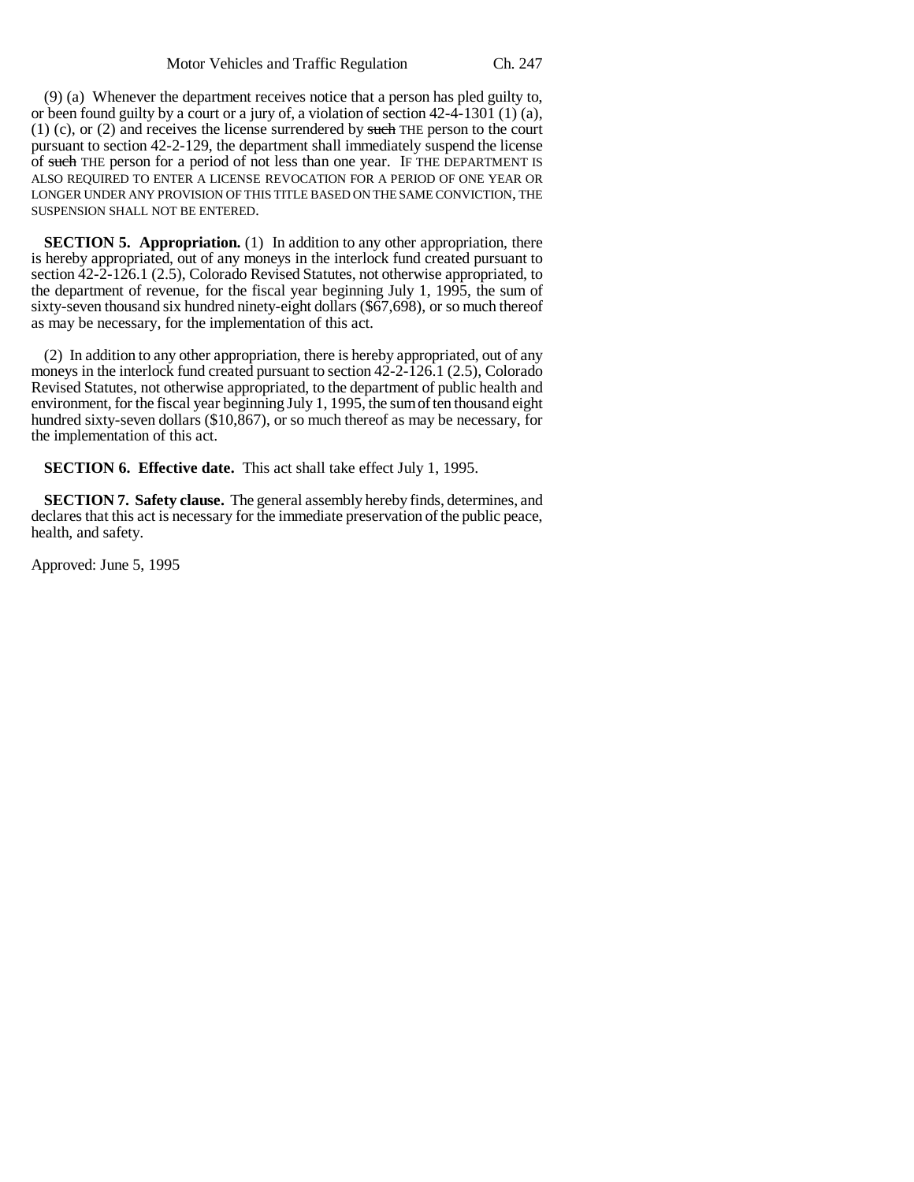(9) (a) Whenever the department receives notice that a person has pled guilty to, or been found guilty by a court or a jury of, a violation of section 42-4-1301 (1) (a), (1) (c), or (2) and receives the license surrendered by ~~such~~ THE person to the court pursuant to section 42-2-129, the department shall immediately suspend the license of ~~such~~ THE person for a period of not less than one year. IF THE DEPARTMENT IS ALSO REQUIRED TO ENTER A LICENSE REVOCATION FOR A PERIOD OF ONE YEAR OR LONGER UNDER ANY PROVISION OF THIS TITLE BASED ON THE SAME CONVICTION, THE SUSPENSION SHALL NOT BE ENTERED.

**SECTION 5. Appropriation.** (1) In addition to any other appropriation, there is hereby appropriated, out of any moneys in the interlock fund created pursuant to section 42-2-126.1 (2.5), Colorado Revised Statutes, not otherwise appropriated, to the department of revenue, for the fiscal year beginning July 1, 1995, the sum of sixty-seven thousand six hundred ninety-eight dollars ($67,698), or so much thereof as may be necessary, for the implementation of this act.

(2) In addition to any other appropriation, there is hereby appropriated, out of any moneys in the interlock fund created pursuant to section 42-2-126.1 (2.5), Colorado Revised Statutes, not otherwise appropriated, to the department of public health and environment, for the fiscal year beginning July 1, 1995, the sum of ten thousand eight hundred sixty-seven dollars ($10,867), or so much thereof as may be necessary, for the implementation of this act.

**SECTION 6. Effective date.** This act shall take effect July 1, 1995.

**SECTION 7. Safety clause.** The general assembly hereby finds, determines, and declares that this act is necessary for the immediate preservation of the public peace, health, and safety.

Approved: June 5, 1995